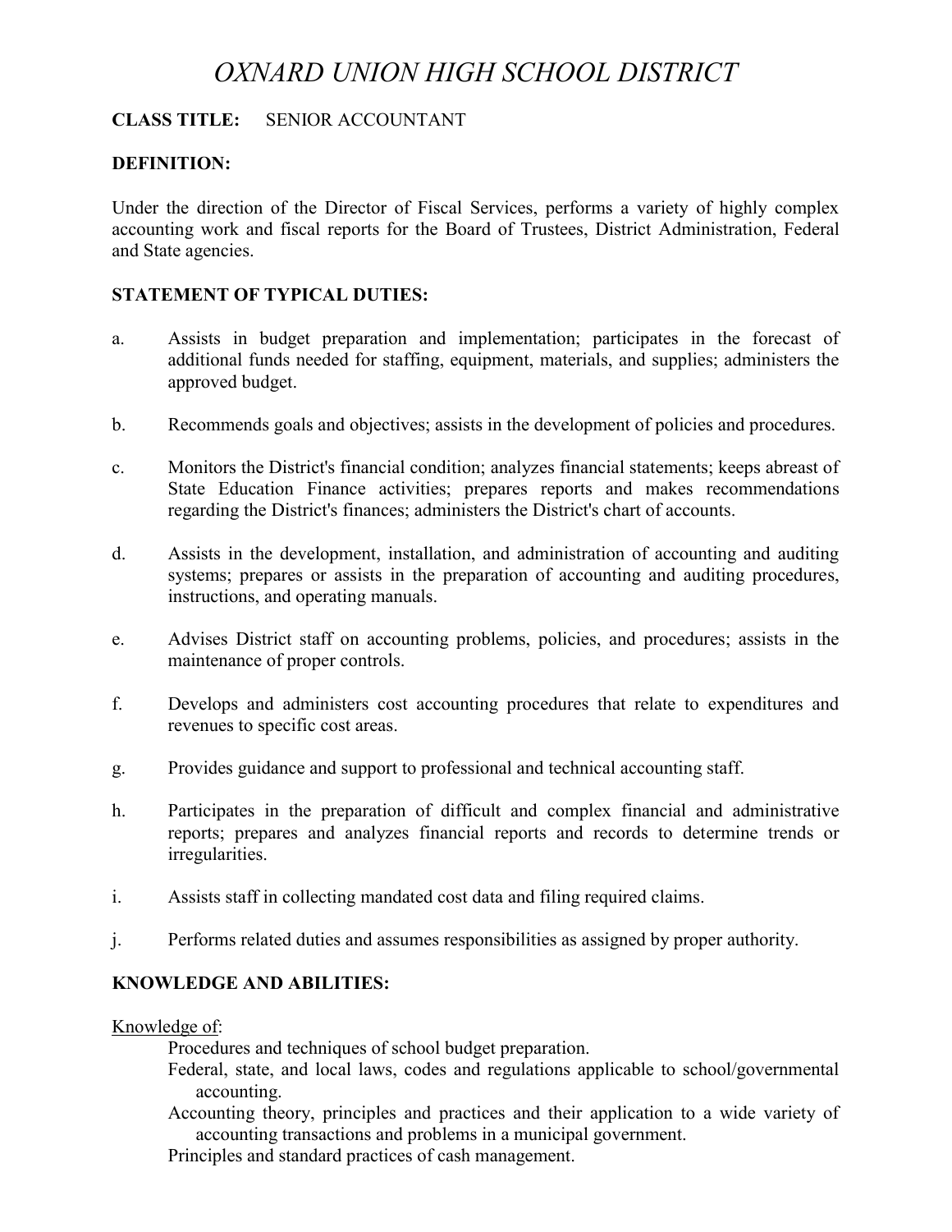# *OXNARD UNION HIGH SCHOOL DISTRICT*

**CLASS TITLE:** SENIOR ACCOUNTANT

**DEFINITION:**

Under the direction of the Director of Fiscal Services, performs a variety of highly complex accounting work and fiscal reports for the Board of Trustees, District Administration, Federal and State agencies.

**STATEMENT OF TYPICAL DUTIES:**

a. Assists in budget preparation and implementation; participates in the forecast of additional funds needed for staffing, equipment, materials, and supplies; administers the approved budget.

b. Recommends goals and objectives; assists in the development of policies and procedures.

c. Monitors the District's financial condition; analyzes financial statements; keeps abreast of State Education Finance activities; prepares reports and makes recommendations regarding the District's finances; administers the District's chart of accounts.

d. Assists in the development, installation, and administration of accounting and auditing systems; prepares or assists in the preparation of accounting and auditing procedures, instructions, and operating manuals.

e. Advises District staff on accounting problems, policies, and procedures; assists in the maintenance of proper controls.

f. Develops and administers cost accounting procedures that relate to expenditures and revenues to specific cost areas.

g. Provides guidance and support to professional and technical accounting staff.

h. Participates in the preparation of difficult and complex financial and administrative reports; prepares and analyzes financial reports and records to determine trends or irregularities.

i. Assists staff in collecting mandated cost data and filing required claims.

j. Performs related duties and assumes responsibilities as assigned by proper authority.

**KNOWLEDGE AND ABILITIES:**

Knowledge of:

Procedures and techniques of school budget preparation.
Federal, state, and local laws, codes and regulations applicable to school/governmental accounting.
Accounting theory, principles and practices and their application to a wide variety of accounting transactions and problems in a municipal government.
Principles and standard practices of cash management.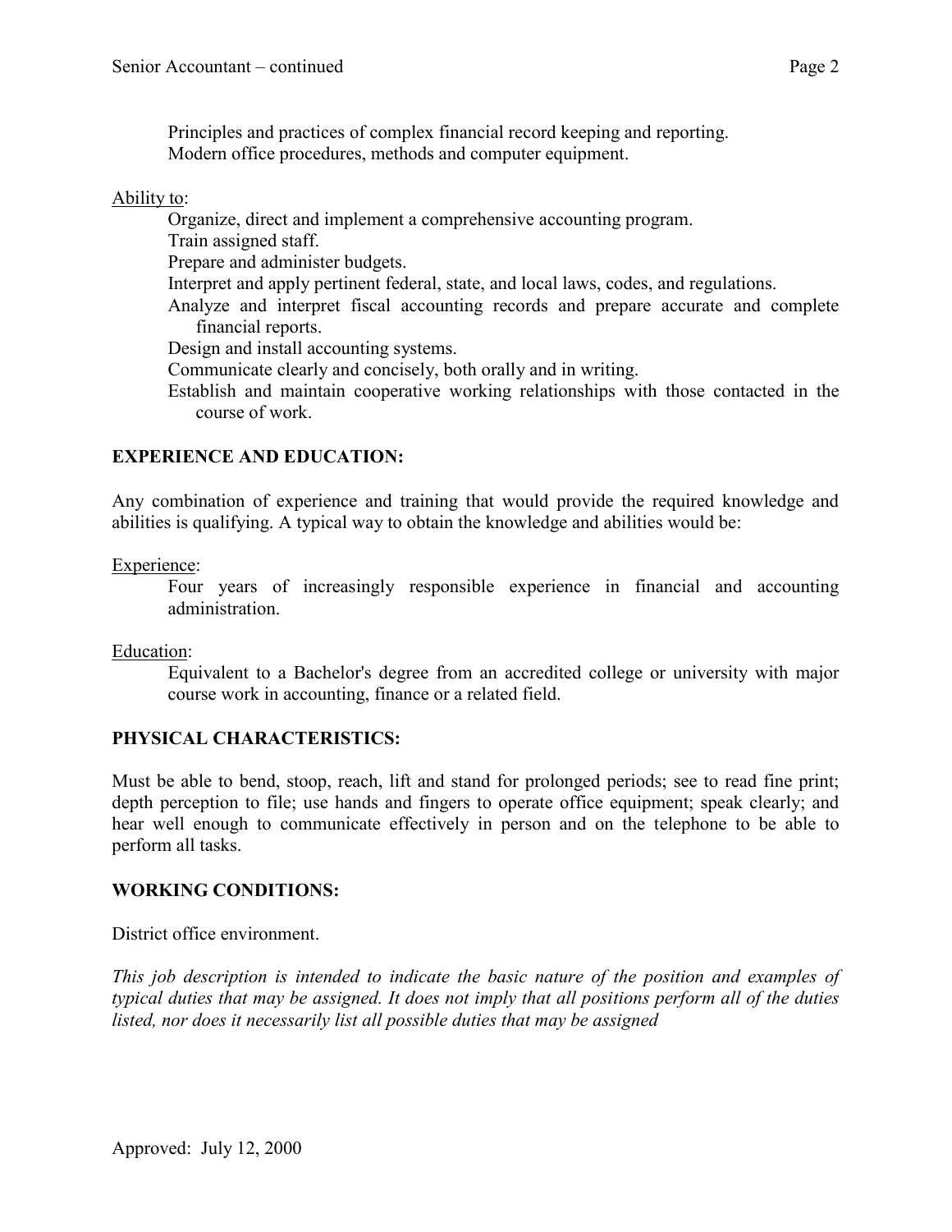Principles and practices of complex financial record keeping and reporting.
Modern office procedures, methods and computer equipment.

Ability to:

- Organize, direct and implement a comprehensive accounting program.
- Train assigned staff.
- Prepare and administer budgets.
- Interpret and apply pertinent federal, state, and local laws, codes, and regulations.
- Analyze and interpret fiscal accounting records and prepare accurate and complete financial reports.
- Design and install accounting systems.
- Communicate clearly and concisely, both orally and in writing.
- Establish and maintain cooperative working relationships with those contacted in the course of work.

**EXPERIENCE AND EDUCATION:**

Any combination of experience and training that would provide the required knowledge and abilities is qualifying. A typical way to obtain the knowledge and abilities would be:

Experience:

Four years of increasingly responsible experience in financial and accounting administration.

Education:

Equivalent to a Bachelor's degree from an accredited college or university with major course work in accounting, finance or a related field.

**PHYSICAL CHARACTERISTICS:**

Must be able to bend, stoop, reach, lift and stand for prolonged periods; see to read fine print; depth perception to file; use hands and fingers to operate office equipment; speak clearly; and hear well enough to communicate effectively in person and on the telephone to be able to perform all tasks.

**WORKING CONDITIONS:**

District office environment.

*This job description is intended to indicate the basic nature of the position and examples of typical duties that may be assigned. It does not imply that all positions perform all of the duties listed, nor does it necessarily list all possible duties that may be assigned*

Approved: July 12, 2000